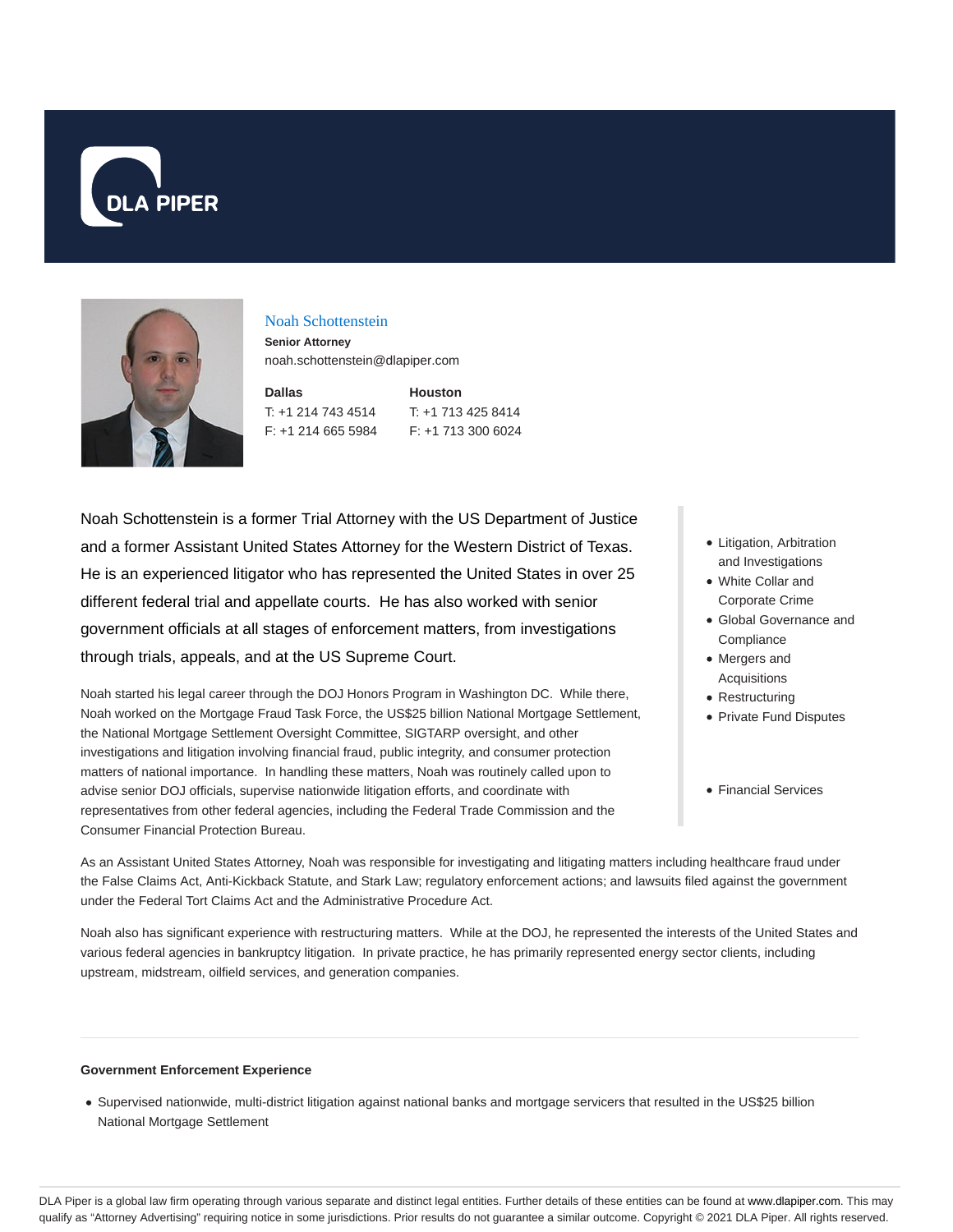DLA PIPER

## Noah Schottenstein

**Senior Attorney**

noah.schottenstein@dlapiper.com

**Dallas**
T: +1 214 743 4514
F: +1 214 665 5984

**Houston**
T: +1 713 425 8414
F: +1 713 300 6024

Noah Schottenstein is a former Trial Attorney with the US Department of Justice and a former Assistant United States Attorney for the Western District of Texas. He is an experienced litigator who has represented the United States in over 25 different federal trial and appellate courts. He has also worked with senior government officials at all stages of enforcement matters, from investigations through trials, appeals, and at the US Supreme Court.

Noah started his legal career through the DOJ Honors Program in Washington DC. While there, Noah worked on the Mortgage Fraud Task Force, the US$25 billion National Mortgage Settlement, the National Mortgage Settlement Oversight Committee, SIGTARP oversight, and other investigations and litigation involving financial fraud, public integrity, and consumer protection matters of national importance. In handling these matters, Noah was routinely called upon to advise senior DOJ officials, supervise nationwide litigation efforts, and coordinate with representatives from other federal agencies, including the Federal Trade Commission and the Consumer Financial Protection Bureau.

- Litigation, Arbitration and Investigations
- White Collar and Corporate Crime
- Global Governance and Compliance
- Mergers and Acquisitions
- Restructuring
- Private Fund Disputes

- Financial Services

As an Assistant United States Attorney, Noah was responsible for investigating and litigating matters including healthcare fraud under the False Claims Act, Anti-Kickback Statute, and Stark Law; regulatory enforcement actions; and lawsuits filed against the government under the Federal Tort Claims Act and the Administrative Procedure Act.

Noah also has significant experience with restructuring matters. While at the DOJ, he represented the interests of the United States and various federal agencies in bankruptcy litigation. In private practice, he has primarily represented energy sector clients, including upstream, midstream, oilfield services, and generation companies.

### Government Enforcement Experience

- Supervised nationwide, multi-district litigation against national banks and mortgage servicers that resulted in the US$25 billion National Mortgage Settlement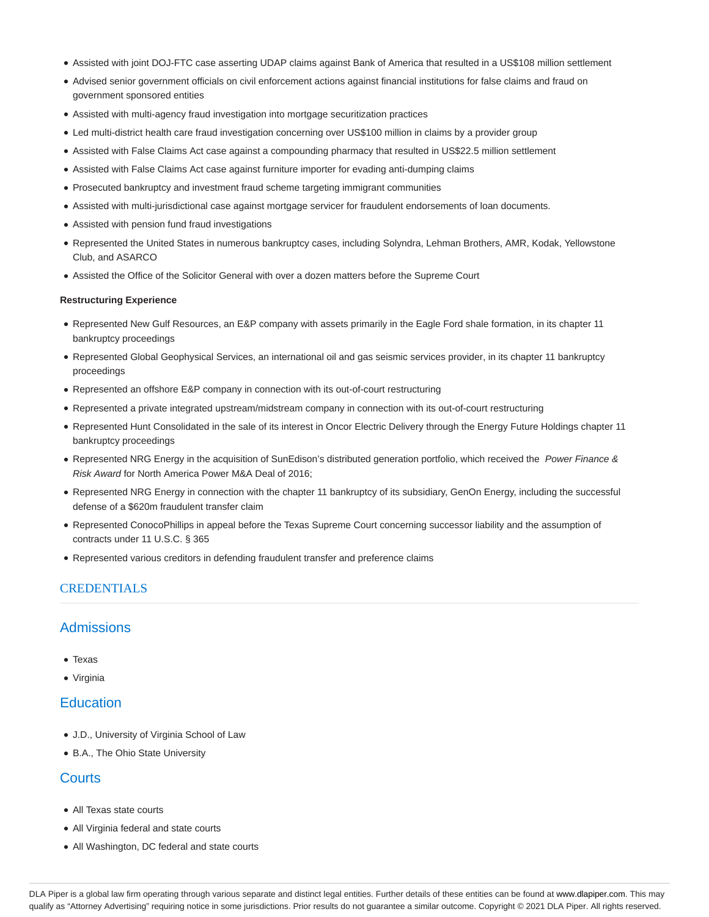- Assisted with joint DOJ-FTC case asserting UDAP claims against Bank of America that resulted in a US$108 million settlement
- Advised senior government officials on civil enforcement actions against financial institutions for false claims and fraud on government sponsored entities
- Assisted with multi-agency fraud investigation into mortgage securitization practices
- Led multi-district health care fraud investigation concerning over US$100 million in claims by a provider group
- Assisted with False Claims Act case against a compounding pharmacy that resulted in US$22.5 million settlement
- Assisted with False Claims Act case against furniture importer for evading anti-dumping claims
- Prosecuted bankruptcy and investment fraud scheme targeting immigrant communities
- Assisted with multi-jurisdictional case against mortgage servicer for fraudulent endorsements of loan documents.
- Assisted with pension fund fraud investigations
- Represented the United States in numerous bankruptcy cases, including Solyndra, Lehman Brothers, AMR, Kodak, Yellowstone Club, and ASARCO
- Assisted the Office of the Solicitor General with over a dozen matters before the Supreme Court

**Restructuring Experience**

- Represented New Gulf Resources, an E&P company with assets primarily in the Eagle Ford shale formation, in its chapter 11 bankruptcy proceedings
- Represented Global Geophysical Services, an international oil and gas seismic services provider, in its chapter 11 bankruptcy proceedings
- Represented an offshore E&P company in connection with its out-of-court restructuring
- Represented a private integrated upstream/midstream company in connection with its out-of-court restructuring
- Represented Hunt Consolidated in the sale of its interest in Oncor Electric Delivery through the Energy Future Holdings chapter 11 bankruptcy proceedings
- Represented NRG Energy in the acquisition of SunEdison's distributed generation portfolio, which received the *Power Finance & Risk Award* for North America Power M&A Deal of 2016;
- Represented NRG Energy in connection with the chapter 11 bankruptcy of its subsidiary, GenOn Energy, including the successful defense of a $620m fraudulent transfer claim
- Represented ConocoPhillips in appeal before the Texas Supreme Court concerning successor liability and the assumption of contracts under 11 U.S.C. § 365
- Represented various creditors in defending fraudulent transfer and preference claims

## CREDENTIALS

### Admissions

- Texas
- Virginia

### Education

- J.D., University of Virginia School of Law
- B.A., The Ohio State University

### Courts

- All Texas state courts
- All Virginia federal and state courts
- All Washington, DC federal and state courts

DLA Piper is a global law firm operating through various separate and distinct legal entities. Further details of these entities can be found at www.dlapiper.com. This may qualify as "Attorney Advertising" requiring notice in some jurisdictions. Prior results do not guarantee a similar outcome. Copyright © 2021 DLA Piper. All rights reserved.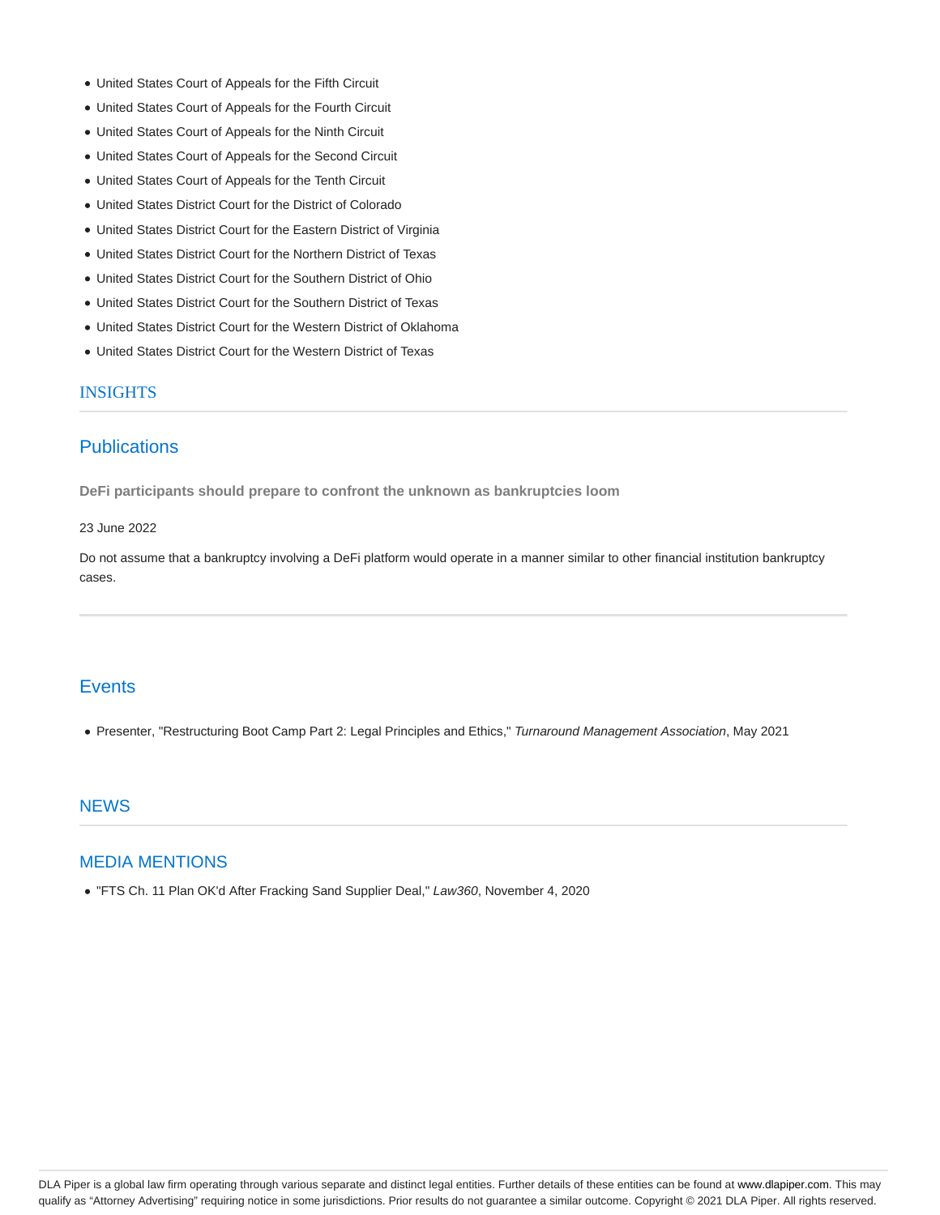- United States Court of Appeals for the Fifth Circuit
- United States Court of Appeals for the Fourth Circuit
- United States Court of Appeals for the Ninth Circuit
- United States Court of Appeals for the Second Circuit
- United States Court of Appeals for the Tenth Circuit
- United States District Court for the District of Colorado
- United States District Court for the Eastern District of Virginia
- United States District Court for the Northern District of Texas
- United States District Court for the Southern District of Ohio
- United States District Court for the Southern District of Texas
- United States District Court for the Western District of Oklahoma
- United States District Court for the Western District of Texas

## INSIGHTS

### Publications

**DeFi participants should prepare to confront the unknown as bankruptcies loom**

23 June 2022

Do not assume that a bankruptcy involving a DeFi platform would operate in a manner similar to other financial institution bankruptcy cases.

### Events

- Presenter, "Restructuring Boot Camp Part 2: Legal Principles and Ethics," *Turnaround Management Association*, May 2021

## NEWS

### MEDIA MENTIONS

- "FTS Ch. 11 Plan OK'd After Fracking Sand Supplier Deal," *Law360*, November 4, 2020

DLA Piper is a global law firm operating through various separate and distinct legal entities. Further details of these entities can be found at www.dlapiper.com. This may qualify as "Attorney Advertising" requiring notice in some jurisdictions. Prior results do not guarantee a similar outcome. Copyright © 2021 DLA Piper. All rights reserved.